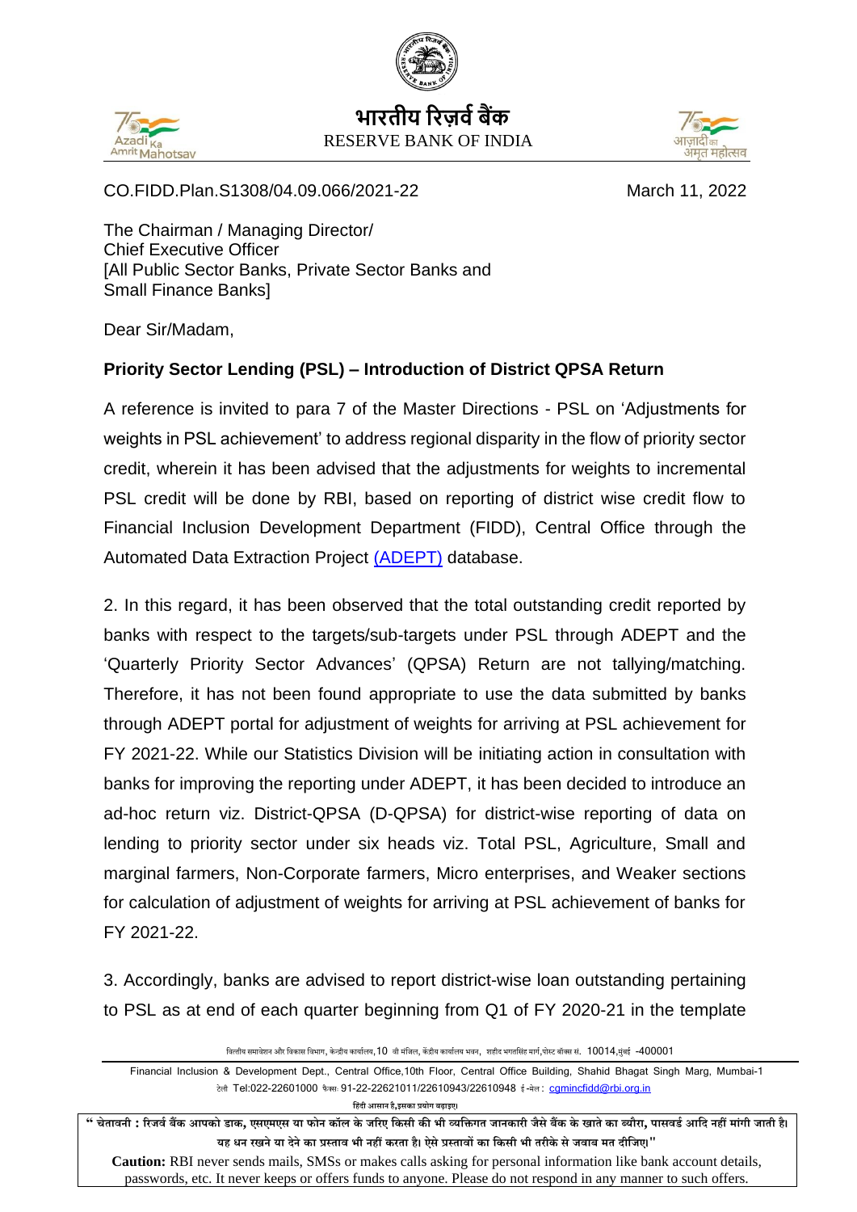भारतीय रिज़र्व बैंक
RESERVE BANK OF INDIA

CO.FIDD.Plan.S1308/04.09.066/2021-22 March 11, 2022

The Chairman / Managing Director/
Chief Executive Officer
[All Public Sector Banks, Private Sector Banks and Small Finance Banks]

Dear Sir/Madam,

**Priority Sector Lending (PSL) – Introduction of District QPSA Return**

A reference is invited to para 7 of the Master Directions - PSL on 'Adjustments for weights in PSL achievement' to address regional disparity in the flow of priority sector credit, wherein it has been advised that the adjustments for weights to incremental PSL credit will be done by RBI, based on reporting of district wise credit flow to Financial Inclusion Development Department (FIDD), Central Office through the Automated Data Extraction Project (ADEPT) database.

2. In this regard, it has been observed that the total outstanding credit reported by banks with respect to the targets/sub-targets under PSL through ADEPT and the 'Quarterly Priority Sector Advances' (QPSA) Return are not tallying/matching. Therefore, it has not been found appropriate to use the data submitted by banks through ADEPT portal for adjustment of weights for arriving at PSL achievement for FY 2021-22. While our Statistics Division will be initiating action in consultation with banks for improving the reporting under ADEPT, it has been decided to introduce an ad-hoc return viz. District-QPSA (D-QPSA) for district-wise reporting of data on lending to priority sector under six heads viz. Total PSL, Agriculture, Small and marginal farmers, Non-Corporate farmers, Micro enterprises, and Weaker sections for calculation of adjustment of weights for arriving at PSL achievement of banks for FY 2021-22.

3. Accordingly, banks are advised to report district-wise loan outstanding pertaining to PSL as at end of each quarter beginning from Q1 of FY 2020-21 in the template

वित्तीय समावेशन और विकास विभाग, केन्द्रीय कार्यालय,10 वी मंजिल, केंद्रीय कार्यालय भवन, शहीद भगतसिंह मार्ग,पोस्ट बॉक्स सं. 10014,मुंबई -400001

Financial Inclusion & Development Dept., Central Office,10th Floor, Central Office Building, Shahid Bhagat Singh Marg, Mumbai-1
टेली Tel:022-22601000 फैक्स 91-22-22621011/22610943/22610948 ई-मेल : cgmincfidd@rbi.org.in

हिंदी आसान है,इसका प्रयोग बढ़ाइए।

"चेतावनी : रिज़र्व बैंक आपको डाक, एसएमएस या फोन कॉल के जरिए किसी की भी व्यक्तिगत जानकारी जैसे बैंक के खाते का ब्यौरा, पासवर्ड आदि नहीं मांगी जाती है। यह धन रखने या देने का प्रस्ताव भी नहीं करता है। ऐसे प्रस्तावों का किसी भी तरीके से जवाब मत दीजिए।"

**Caution:** RBI never sends mails, SMSs or makes calls asking for personal information like bank account details, passwords, etc. It never keeps or offers funds to anyone. Please do not respond in any manner to such offers.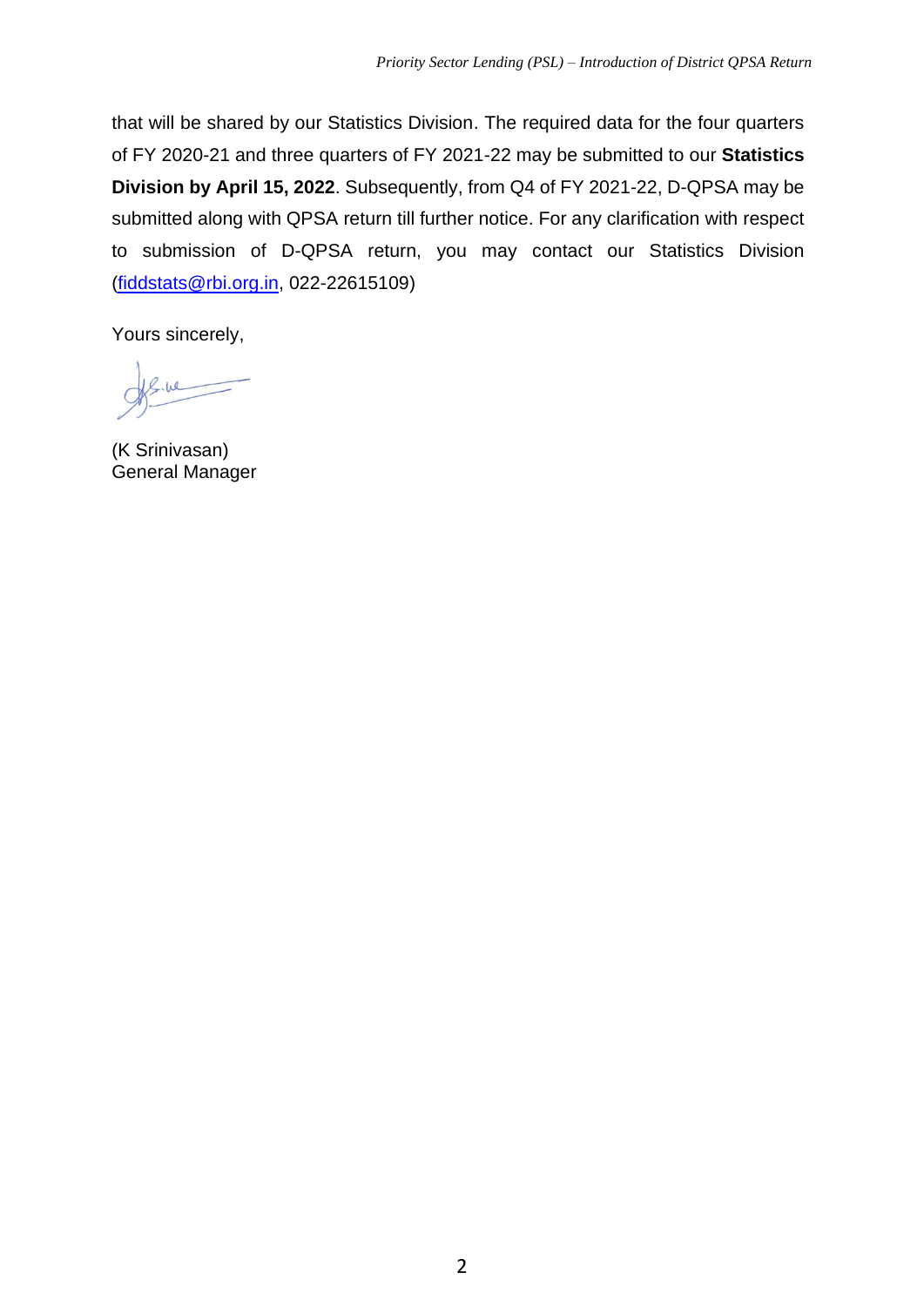that will be shared by our Statistics Division. The required data for the four quarters of FY 2020-21 and three quarters of FY 2021-22 may be submitted to our **Statistics Division by April 15, 2022**. Subsequently, from Q4 of FY 2021-22, D-QPSA may be submitted along with QPSA return till further notice. For any clarification with respect to submission of D-QPSA return, you may contact our Statistics Division (fiddstats@rbi.org.in, 022-22615109)

Yours sincerely,

(K Srinivasan)
General Manager